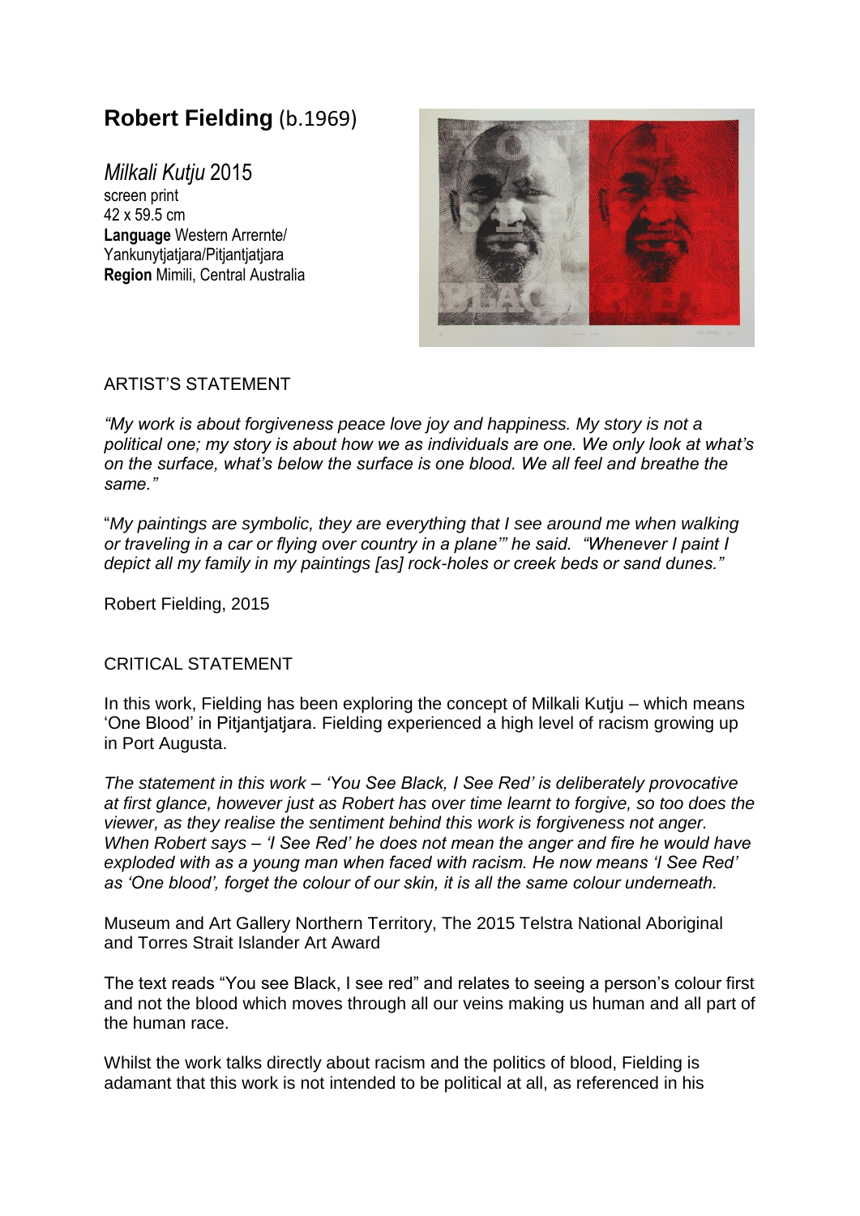# **Robert Fielding** (b.1969)

*Milkali Kutju* 2015
screen print
42 x 59.5 cm
**Language** Western Arrernte/ Yankunytjatjara/Pitjantjatjara
**Region** Mimili, Central Australia

ARTIST'S STATEMENT

*"My work is about forgiveness peace love joy and happiness. My story is not a political one; my story is about how we as individuals are one. We only look at what's on the surface, what's below the surface is one blood. We all feel and breathe the same."*

"*My paintings are symbolic, they are everything that I see around me when walking or traveling in a car or flying over country in a plane'" he said. "Whenever I paint I depict all my family in my paintings [as] rock-holes or creek beds or sand dunes."*

Robert Fielding, 2015

CRITICAL STATEMENT

In this work, Fielding has been exploring the concept of Milkali Kutju – which means 'One Blood' in Pitjantjatjara. Fielding experienced a high level of racism growing up in Port Augusta.

*The statement in this work – 'You See Black, I See Red' is deliberately provocative at first glance, however just as Robert has over time learnt to forgive, so too does the viewer, as they realise the sentiment behind this work is forgiveness not anger. When Robert says – 'I See Red' he does not mean the anger and fire he would have exploded with as a young man when faced with racism. He now means 'I See Red' as 'One blood', forget the colour of our skin, it is all the same colour underneath.*

Museum and Art Gallery Northern Territory, The 2015 Telstra National Aboriginal and Torres Strait Islander Art Award

The text reads "You see Black, I see red" and relates to seeing a person's colour first and not the blood which moves through all our veins making us human and all part of the human race.

Whilst the work talks directly about racism and the politics of blood, Fielding is adamant that this work is not intended to be political at all, as referenced in his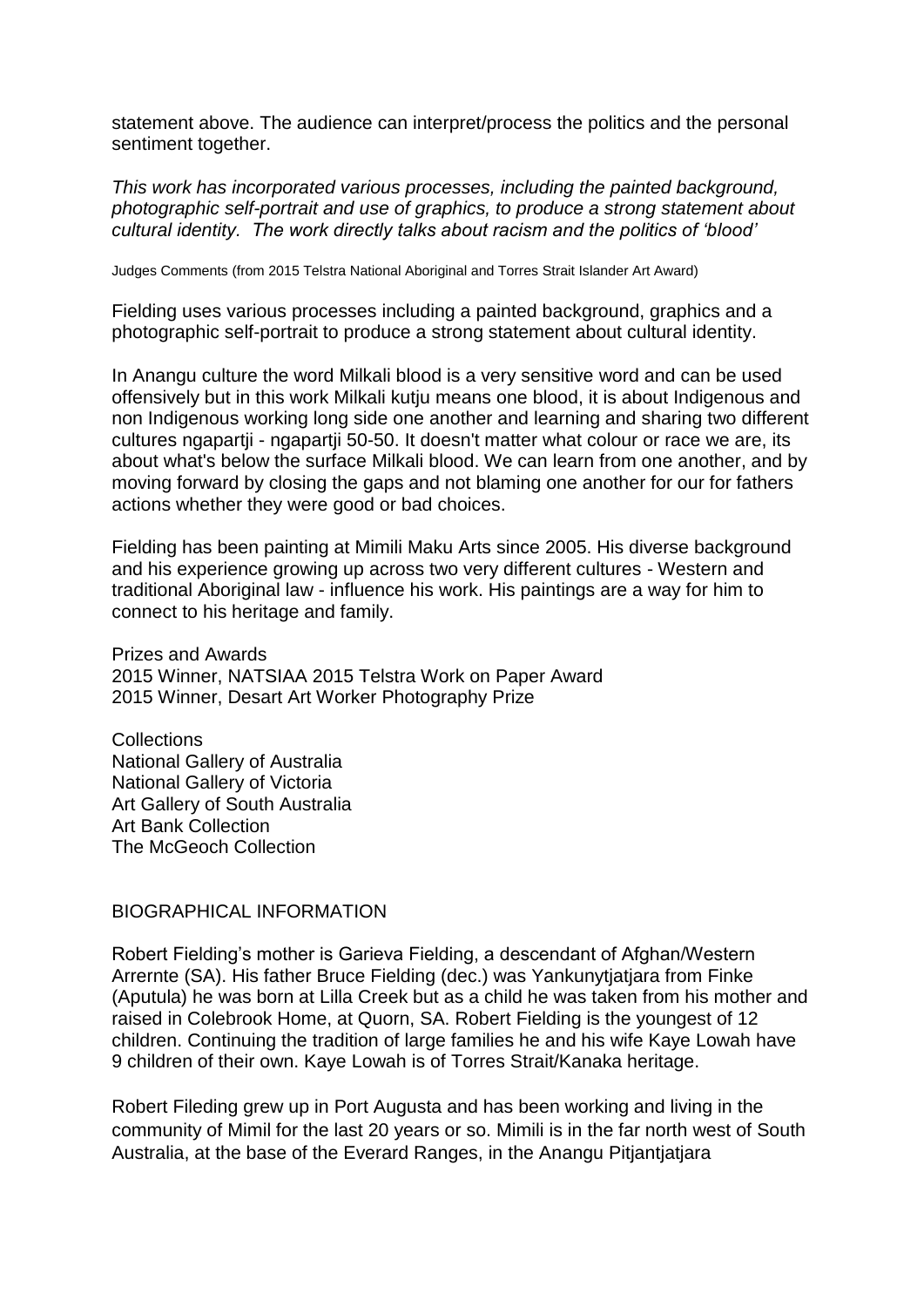statement above. The audience can interpret/process the politics and the personal sentiment together.

*This work has incorporated various processes, including the painted background, photographic self-portrait and use of graphics, to produce a strong statement about cultural identity. The work directly talks about racism and the politics of 'blood'*

Judges Comments (from 2015 Telstra National Aboriginal and Torres Strait Islander Art Award)

Fielding uses various processes including a painted background, graphics and a photographic self-portrait to produce a strong statement about cultural identity.

In Anangu culture the word Milkali blood is a very sensitive word and can be used offensively but in this work Milkali kutju means one blood, it is about Indigenous and non Indigenous working long side one another and learning and sharing two different cultures ngapartji - ngapartji 50-50. It doesn't matter what colour or race we are, its about what's below the surface Milkali blood. We can learn from one another, and by moving forward by closing the gaps and not blaming one another for our for fathers actions whether they were good or bad choices.

Fielding has been painting at Mimili Maku Arts since 2005. His diverse background and his experience growing up across two very different cultures - Western and traditional Aboriginal law - influence his work. His paintings are a way for him to connect to his heritage and family.

Prizes and Awards
2015 Winner, NATSIAA 2015 Telstra Work on Paper Award
2015 Winner, Desart Art Worker Photography Prize

Collections
National Gallery of Australia
National Gallery of Victoria
Art Gallery of South Australia
Art Bank Collection
The McGeoch Collection

## BIOGRAPHICAL INFORMATION

Robert Fielding's mother is Garieva Fielding, a descendant of Afghan/Western Arrernte (SA). His father Bruce Fielding (dec.) was Yankunytjatjara from Finke (Aputula) he was born at Lilla Creek but as a child he was taken from his mother and raised in Colebrook Home, at Quorn, SA. Robert Fielding is the youngest of 12 children. Continuing the tradition of large families he and his wife Kaye Lowah have 9 children of their own. Kaye Lowah is of Torres Strait/Kanaka heritage.

Robert Fileding grew up in Port Augusta and has been working and living in the community of Mimil for the last 20 years or so. Mimili is in the far north west of South Australia, at the base of the Everard Ranges, in the Anangu Pitjantjatjara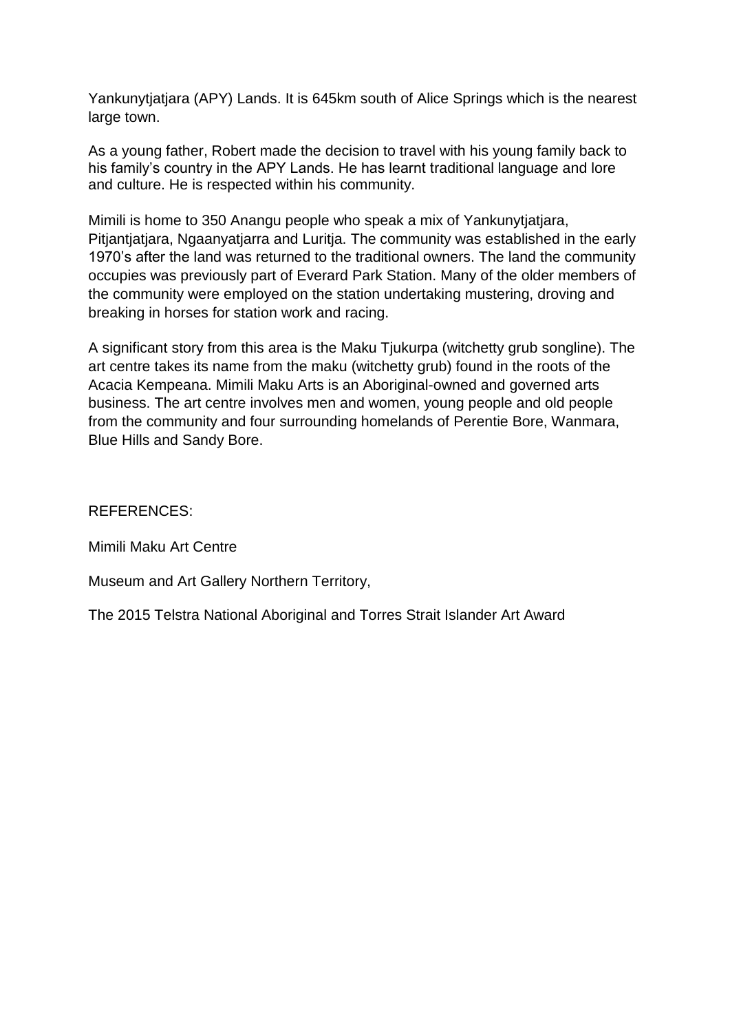Yankunytjatjara (APY) Lands. It is 645km south of Alice Springs which is the nearest large town.

As a young father, Robert made the decision to travel with his young family back to his family's country in the APY Lands. He has learnt traditional language and lore and culture. He is respected within his community.

Mimili is home to 350 Anangu people who speak a mix of Yankunytjatjara, Pitjantjatjara, Ngaanyatjarra and Luritja. The community was established in the early 1970's after the land was returned to the traditional owners. The land the community occupies was previously part of Everard Park Station. Many of the older members of the community were employed on the station undertaking mustering, droving and breaking in horses for station work and racing.

A significant story from this area is the Maku Tjukurpa (witchetty grub songline). The art centre takes its name from the maku (witchetty grub) found in the roots of the Acacia Kempeana. Mimili Maku Arts is an Aboriginal-owned and governed arts business. The art centre involves men and women, young people and old people from the community and four surrounding homelands of Perentie Bore, Wanmara, Blue Hills and Sandy Bore.

REFERENCES:

Mimili Maku Art Centre

Museum and Art Gallery Northern Territory,

The 2015 Telstra National Aboriginal and Torres Strait Islander Art Award